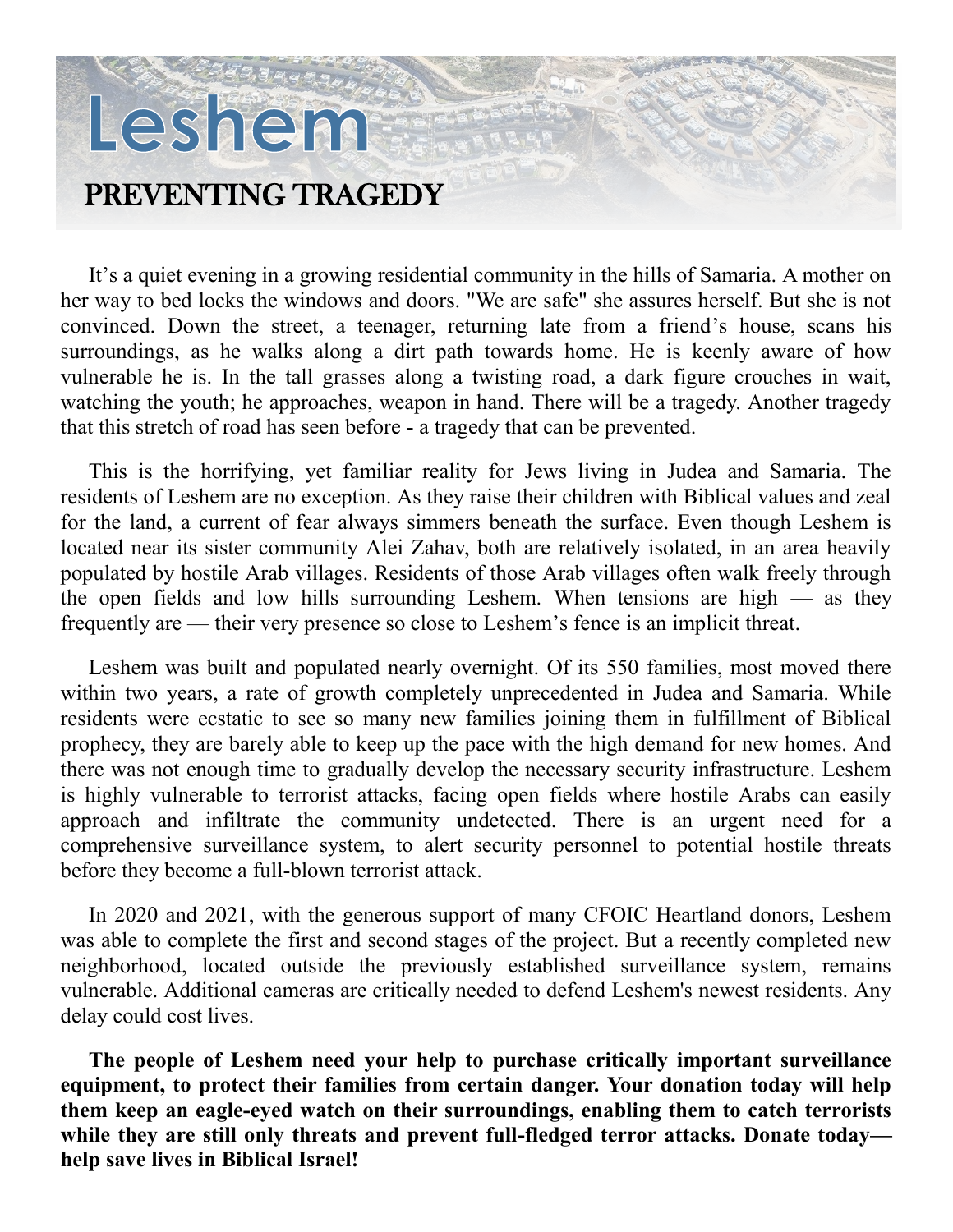# Leshem

## PREVENTING TRAGEDY

It’s a quiet evening in a growing residential community in the hills of Samaria. A mother on her way to bed locks the windows and doors. "We are safe" she assures herself. But she is not convinced. Down the street, a teenager, returning late from a friend’s house, scans his surroundings, as he walks along a dirt path towards home. He is keenly aware of how vulnerable he is. In the tall grasses along a twisting road, a dark figure crouches in wait, watching the youth; he approaches, weapon in hand. There will be a tragedy. Another tragedy that this stretch of road has seen before - a tragedy that can be prevented.

This is the horrifying, yet familiar reality for Jews living in Judea and Samaria. The residents of Leshem are no exception. As they raise their children with Biblical values and zeal for the land, a current of fear always simmers beneath the surface. Even though Leshem is located near its sister community Alei Zahav, both are relatively isolated, in an area heavily populated by hostile Arab villages. Residents of those Arab villages often walk freely through the open fields and low hills surrounding Leshem. When tensions are high — as they frequently are — their very presence so close to Leshem’s fence is an implicit threat.

Leshem was built and populated nearly overnight. Of its 550 families, most moved there within two years, a rate of growth completely unprecedented in Judea and Samaria. While residents were ecstatic to see so many new families joining them in fulfillment of Biblical prophecy, they are barely able to keep up the pace with the high demand for new homes. And there was not enough time to gradually develop the necessary security infrastructure. Leshem is highly vulnerable to terrorist attacks, facing open fields where hostile Arabs can easily approach and infiltrate the community undetected. There is an urgent need for a comprehensive surveillance system, to alert security personnel to potential hostile threats before they become a full-blown terrorist attack.

In 2020 and 2021, with the generous support of many CFOIC Heartland donors, Leshem was able to complete the first and second stages of the project. But a recently completed new neighborhood, located outside the previously established surveillance system, remains vulnerable. Additional cameras are critically needed to defend Leshem's newest residents. Any delay could cost lives.

**The people of Leshem need your help to purchase critically important surveillance equipment, to protect their families from certain danger. Your donation today will help them keep an eagle-eyed watch on their surroundings, enabling them to catch terrorists while they are still only threats and prevent full-fledged terror attacks. Donate today—help save lives in Biblical Israel!**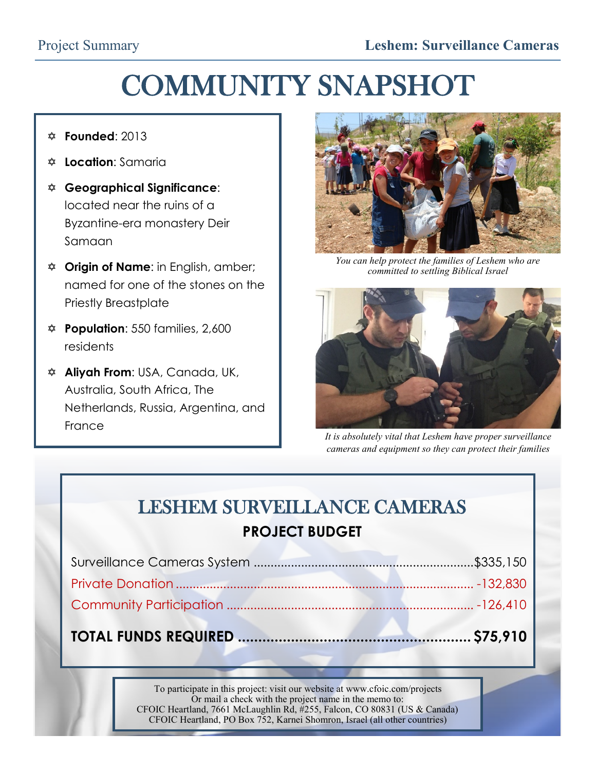# COMMUNITY SNAPSHOT

- **Founded**: 2013
- **Location**: Samaria
- **Geographical Significance**: located near the ruins of a Byzantine-era monastery Deir Samaan
- **Origin of Name**: in English, amber; named for one of the stones on the Priestly Breastplate
- **Population**: 550 families, 2,600 residents
- **Aliyah From**: USA, Canada, UK, Australia, South Africa, The Netherlands, Russia, Argentina, and France

*You can help protect the families of Leshem who are committed to settling Biblical Israel*

*It is absolutely vital that Leshem have proper surveillance cameras and equipment so they can protect their families*

## LESHEM SURVEILLANCE CAMERAS

### PROJECT BUDGET

| | |
|---|---|
| Surveillance Cameras System | $335,150 |
| Private Donation | -132,830 |
| Community Participation | -126,410 |
| **TOTAL FUNDS REQUIRED** | **$75,910** |

To participate in this project: visit our website at www.cfoic.com/projects
Or mail a check with the project name in the memo to:
CFOIC Heartland, 7661 McLaughlin Rd, #255, Falcon, CO 80831 (US & Canada)
CFOIC Heartland, PO Box 752, Karnei Shomron, Israel (all other countries)